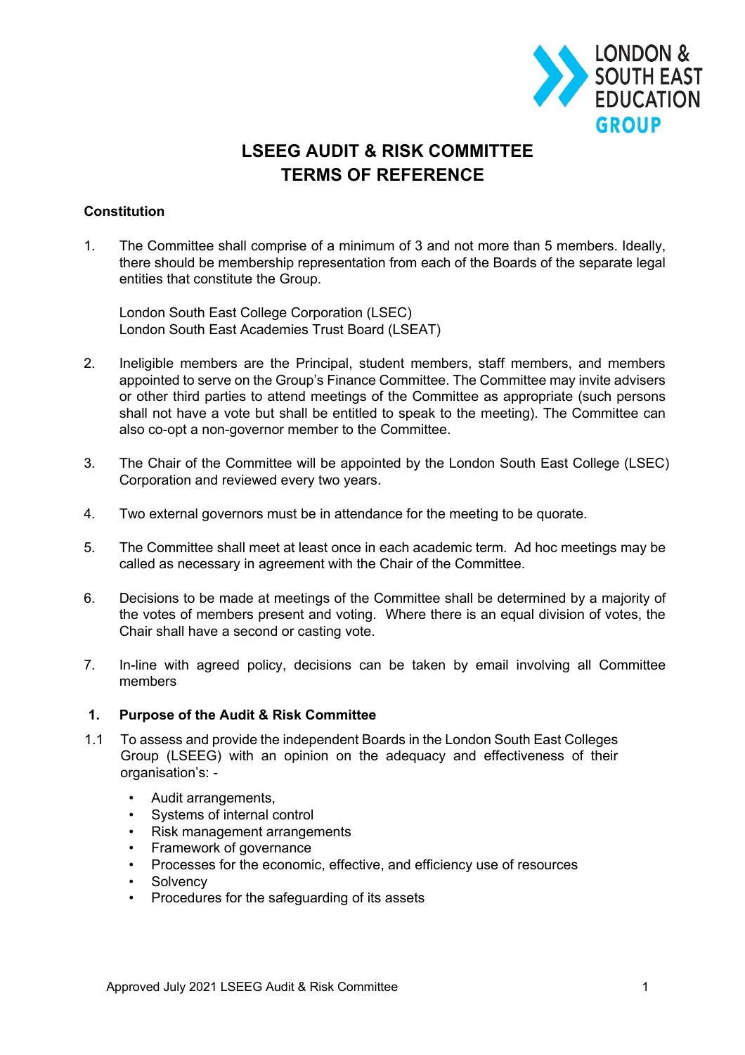# LSEEG AUDIT & RISK COMMITTEE
# TERMS OF REFERENCE

**Constitution**

1. The Committee shall comprise of a minimum of 3 and not more than 5 members. Ideally, there should be membership representation from each of the Boards of the separate legal entities that constitute the Group.

   London South East College Corporation (LSEC)
   London South East Academies Trust Board (LSEAT)

2. Ineligible members are the Principal, student members, staff members, and members appointed to serve on the Group's Finance Committee. The Committee may invite advisers or other third parties to attend meetings of the Committee as appropriate (such persons shall not have a vote but shall be entitled to speak to the meeting). The Committee can also co-opt a non-governor member to the Committee.

3. The Chair of the Committee will be appointed by the London South East College (LSEC) Corporation and reviewed every two years.

4. Two external governors must be in attendance for the meeting to be quorate.

5. The Committee shall meet at least once in each academic term. Ad hoc meetings may be called as necessary in agreement with the Chair of the Committee.

6. Decisions to be made at meetings of the Committee shall be determined by a majority of the votes of members present and voting. Where there is an equal division of votes, the Chair shall have a second or casting vote.

7. In-line with agreed policy, decisions can be taken by email involving all Committee members

## 1. Purpose of the Audit & Risk Committee

1.1 To assess and provide the independent Boards in the London South East Colleges Group (LSEEG) with an opinion on the adequacy and effectiveness of their organisation's: -

- Audit arrangements,
- Systems of internal control
- Risk management arrangements
- Framework of governance
- Processes for the economic, effective, and efficiency use of resources
- Solvency
- Procedures for the safeguarding of its assets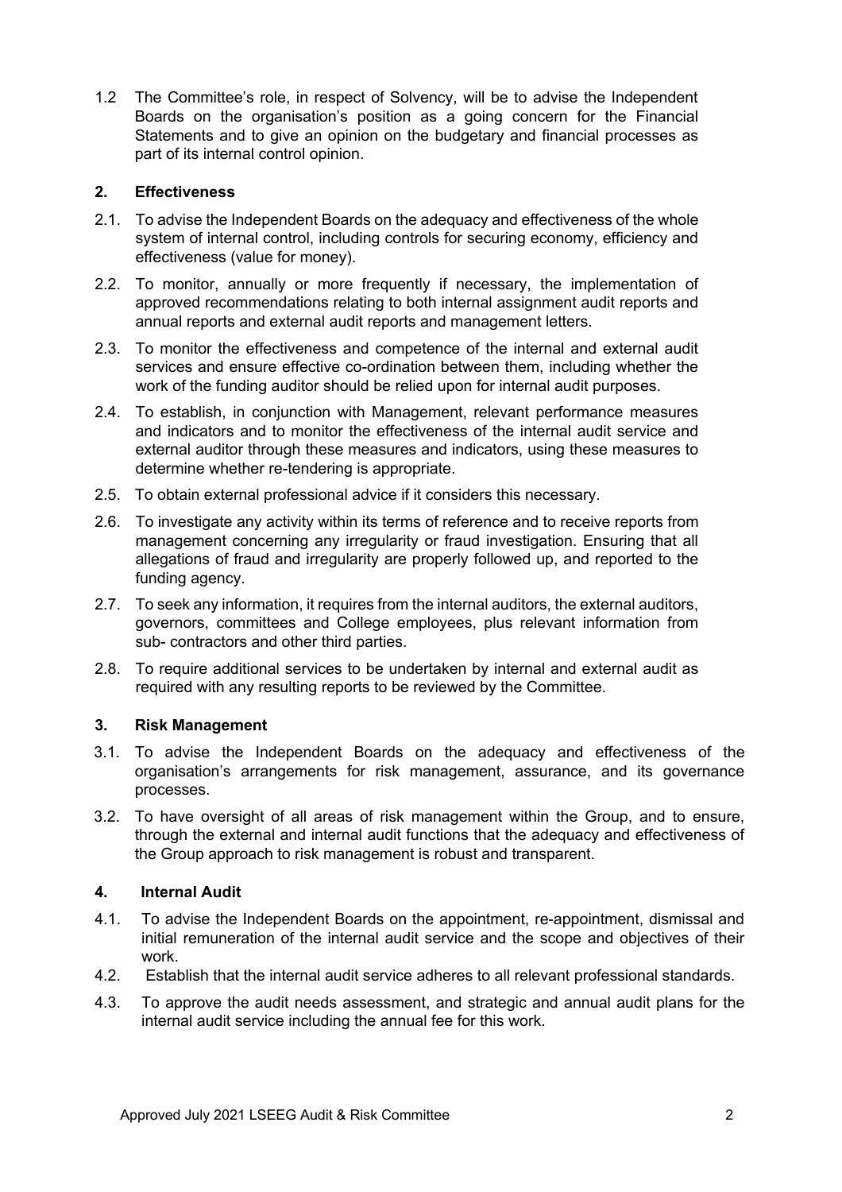1.2 The Committee's role, in respect of Solvency, will be to advise the Independent Boards on the organisation's position as a going concern for the Financial Statements and to give an opinion on the budgetary and financial processes as part of its internal control opinion.

## 2. Effectiveness

2.1. To advise the Independent Boards on the adequacy and effectiveness of the whole system of internal control, including controls for securing economy, efficiency and effectiveness (value for money).

2.2. To monitor, annually or more frequently if necessary, the implementation of approved recommendations relating to both internal assignment audit reports and annual reports and external audit reports and management letters.

2.3. To monitor the effectiveness and competence of the internal and external audit services and ensure effective co-ordination between them, including whether the work of the funding auditor should be relied upon for internal audit purposes.

2.4. To establish, in conjunction with Management, relevant performance measures and indicators and to monitor the effectiveness of the internal audit service and external auditor through these measures and indicators, using these measures to determine whether re-tendering is appropriate.

2.5. To obtain external professional advice if it considers this necessary.

2.6. To investigate any activity within its terms of reference and to receive reports from management concerning any irregularity or fraud investigation. Ensuring that all allegations of fraud and irregularity are properly followed up, and reported to the funding agency.

2.7. To seek any information, it requires from the internal auditors, the external auditors, governors, committees and College employees, plus relevant information from sub- contractors and other third parties.

2.8. To require additional services to be undertaken by internal and external audit as required with any resulting reports to be reviewed by the Committee.

## 3. Risk Management

3.1. To advise the Independent Boards on the adequacy and effectiveness of the organisation's arrangements for risk management, assurance, and its governance processes.

3.2. To have oversight of all areas of risk management within the Group, and to ensure, through the external and internal audit functions that the adequacy and effectiveness of the Group approach to risk management is robust and transparent.

## 4. Internal Audit

4.1. To advise the Independent Boards on the appointment, re-appointment, dismissal and initial remuneration of the internal audit service and the scope and objectives of their work.

4.2. Establish that the internal audit service adheres to all relevant professional standards.

4.3. To approve the audit needs assessment, and strategic and annual audit plans for the internal audit service including the annual fee for this work.

Approved July 2021 LSEEG Audit & Risk Committee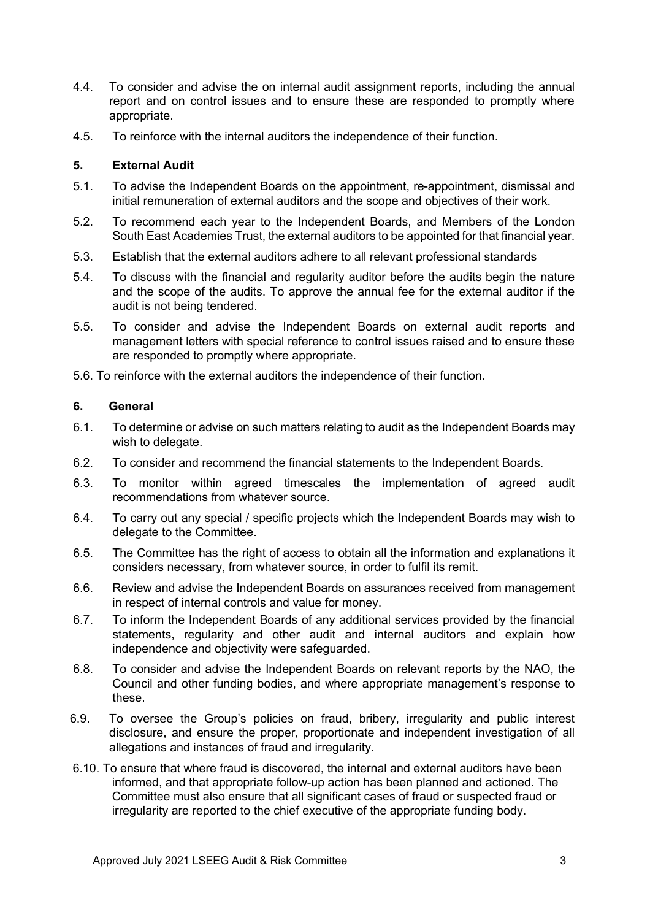4.4. To consider and advise the on internal audit assignment reports, including the annual report and on control issues and to ensure these are responded to promptly where appropriate.

4.5. To reinforce with the internal auditors the independence of their function.

## 5. External Audit

5.1. To advise the Independent Boards on the appointment, re-appointment, dismissal and initial remuneration of external auditors and the scope and objectives of their work.

5.2. To recommend each year to the Independent Boards, and Members of the London South East Academies Trust, the external auditors to be appointed for that financial year.

5.3. Establish that the external auditors adhere to all relevant professional standards

5.4. To discuss with the financial and regularity auditor before the audits begin the nature and the scope of the audits. To approve the annual fee for the external auditor if the audit is not being tendered.

5.5. To consider and advise the Independent Boards on external audit reports and management letters with special reference to control issues raised and to ensure these are responded to promptly where appropriate.

5.6. To reinforce with the external auditors the independence of their function.

## 6. General

6.1. To determine or advise on such matters relating to audit as the Independent Boards may wish to delegate.

6.2. To consider and recommend the financial statements to the Independent Boards.

6.3. To monitor within agreed timescales the implementation of agreed audit recommendations from whatever source.

6.4. To carry out any special / specific projects which the Independent Boards may wish to delegate to the Committee.

6.5. The Committee has the right of access to obtain all the information and explanations it considers necessary, from whatever source, in order to fulfil its remit.

6.6. Review and advise the Independent Boards on assurances received from management in respect of internal controls and value for money.

6.7. To inform the Independent Boards of any additional services provided by the financial statements, regularity and other audit and internal auditors and explain how independence and objectivity were safeguarded.

6.8. To consider and advise the Independent Boards on relevant reports by the NAO, the Council and other funding bodies, and where appropriate management's response to these.

6.9. To oversee the Group's policies on fraud, bribery, irregularity and public interest disclosure, and ensure the proper, proportionate and independent investigation of all allegations and instances of fraud and irregularity.

6.10. To ensure that where fraud is discovered, the internal and external auditors have been informed, and that appropriate follow-up action has been planned and actioned. The Committee must also ensure that all significant cases of fraud or suspected fraud or irregularity are reported to the chief executive of the appropriate funding body.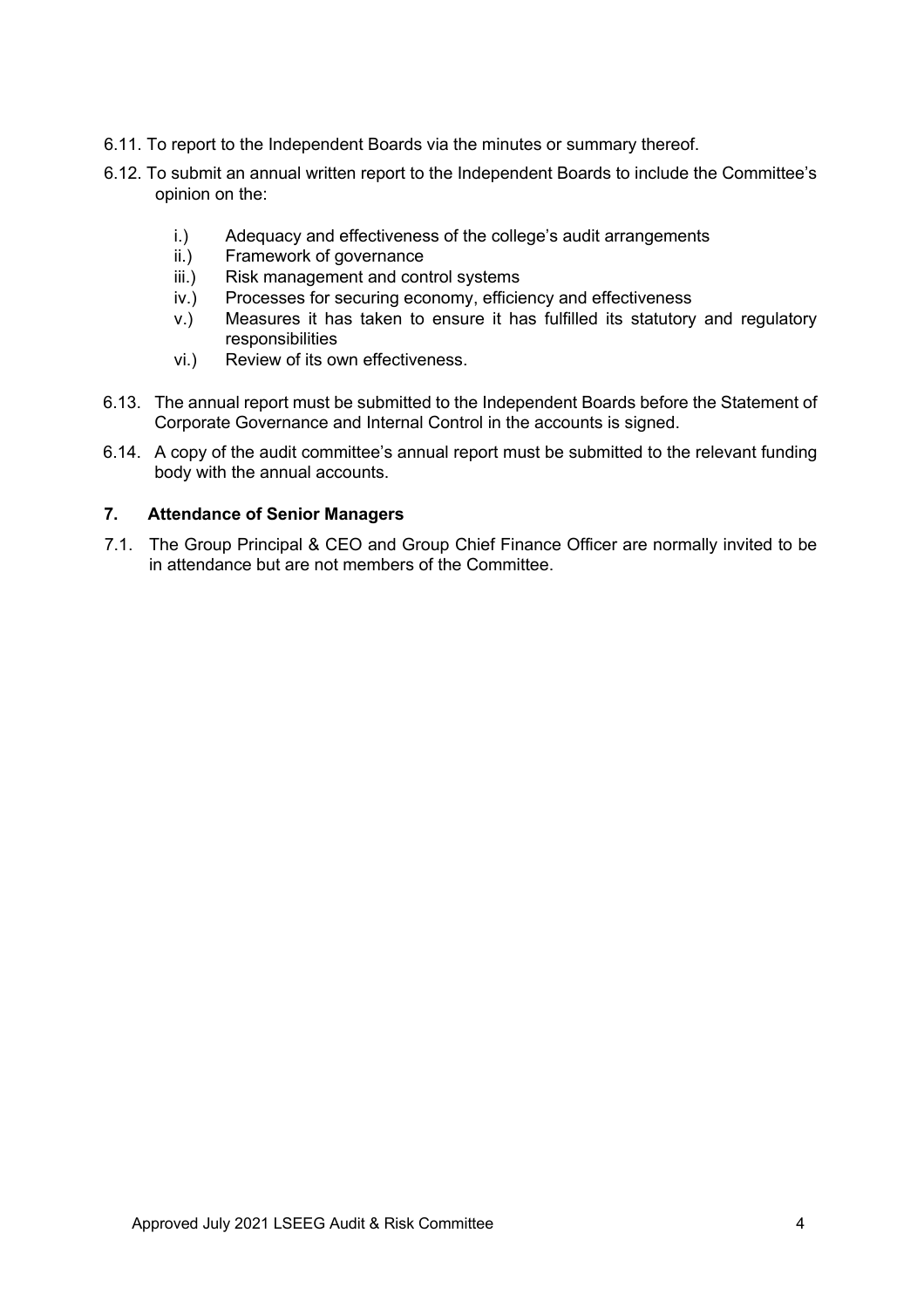6.11. To report to the Independent Boards via the minutes or summary thereof.

6.12. To submit an annual written report to the Independent Boards to include the Committee's opinion on the:

- i.) Adequacy and effectiveness of the college's audit arrangements
- ii.) Framework of governance
- iii.) Risk management and control systems
- iv.) Processes for securing economy, efficiency and effectiveness
- v.) Measures it has taken to ensure it has fulfilled its statutory and regulatory responsibilities
- vi.) Review of its own effectiveness.

6.13. The annual report must be submitted to the Independent Boards before the Statement of Corporate Governance and Internal Control in the accounts is signed.

6.14. A copy of the audit committee's annual report must be submitted to the relevant funding body with the annual accounts.

## 7. Attendance of Senior Managers

7.1. The Group Principal & CEO and Group Chief Finance Officer are normally invited to be in attendance but are not members of the Committee.